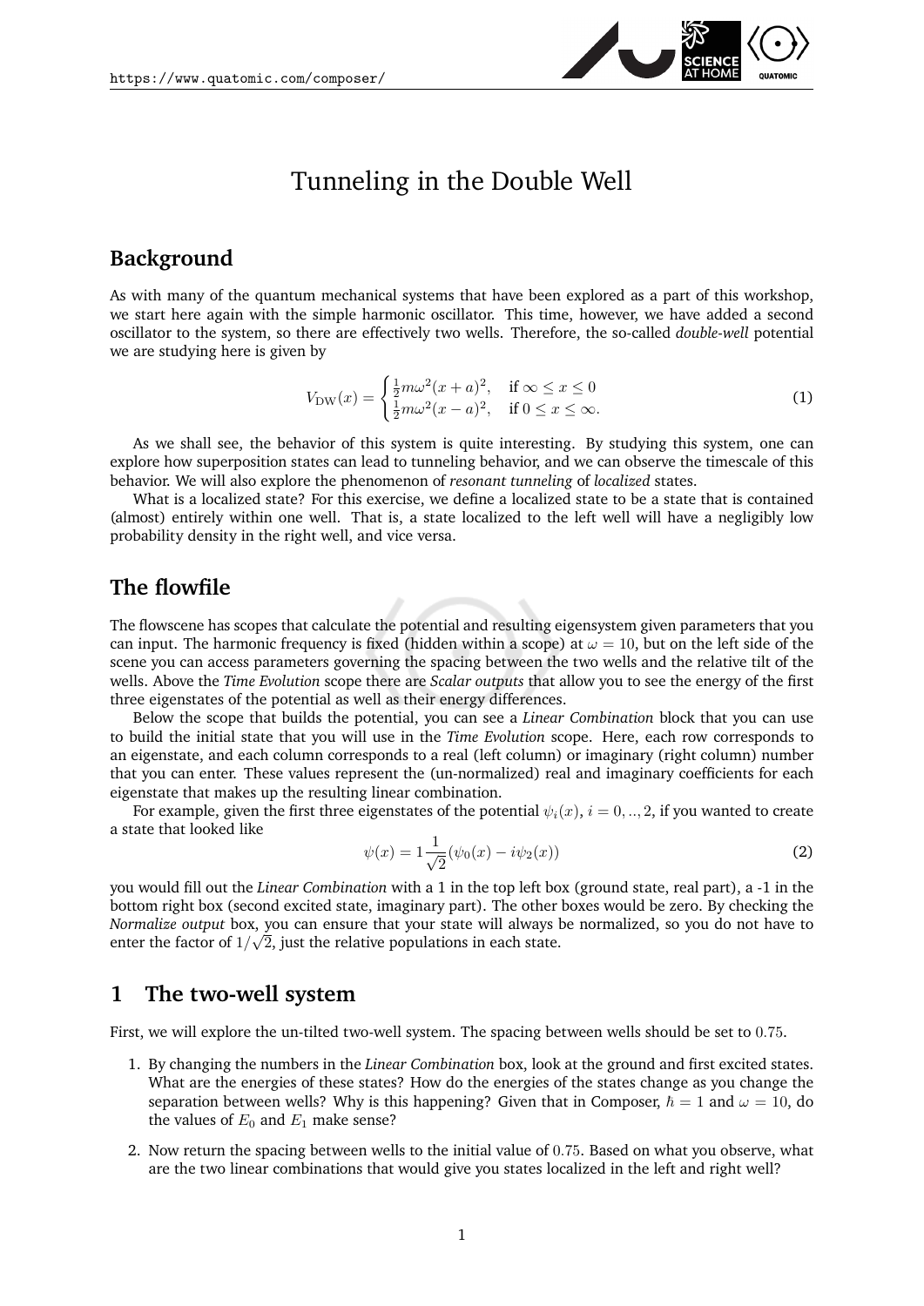# Tunneling in the Double Well

## Background

As with many of the quantum mechanical systems that have been explored as a part of this workshop, we start here again with the simple harmonic oscillator. This time, however, we have added a second oscillator to the system, so there are effectively two wells. Therefore, the so-called *double-well* potential we are studying here is given by

$$V_{\mathrm{DW}}(x) = \begin{cases} \frac{1}{2}m\omega^2(x+a)^2, & \text{if } \infty \leq x \leq 0 \\ \frac{1}{2}m\omega^2(x-a)^2, & \text{if } 0 \leq x \leq \infty. \end{cases} \tag{1}$$

As we shall see, the behavior of this system is quite interesting. By studying this system, one can explore how superposition states can lead to tunneling behavior, and we can observe the timescale of this behavior. We will also explore the phenomenon of *resonant tunneling* of *localized* states.

What is a localized state? For this exercise, we define a localized state to be a state that is contained (almost) entirely within one well. That is, a state localized to the left well will have a negligibly low probability density in the right well, and vice versa.

## The flowfile

The flowscene has scopes that calculate the potential and resulting eigensystem given parameters that you can input. The harmonic frequency is fixed (hidden within a scope) at $\omega = 10$, but on the left side of the scene you can access parameters governing the spacing between the two wells and the relative tilt of the wells. Above the *Time Evolution* scope there are *Scalar outputs* that allow you to see the energy of the first three eigenstates of the potential as well as their energy differences.

Below the scope that builds the potential, you can see a *Linear Combination* block that you can use to build the initial state that you will use in the *Time Evolution* scope. Here, each row corresponds to an eigenstate, and each column corresponds to a real (left column) or imaginary (right column) number that you can enter. These values represent the (un-normalized) real and imaginary coefficients for each eigenstate that makes up the resulting linear combination.

For example, given the first three eigenstates of the potential $\psi_i(x)$, $i = 0, .., 2$, if you wanted to create a state that looked like

$$\psi(x) = 1\frac{1}{\sqrt{2}}(\psi_0(x) - i\psi_2(x)) \tag{2}$$

you would fill out the *Linear Combination* with a 1 in the top left box (ground state, real part), a -1 in the bottom right box (second excited state, imaginary part). The other boxes would be zero. By checking the *Normalize output* box, you can ensure that your state will always be normalized, so you do not have to enter the factor of $1/\sqrt{2}$, just the relative populations in each state.

## 1 The two-well system

First, we will explore the un-tilted two-well system. The spacing between wells should be set to 0.75.

1. By changing the numbers in the *Linear Combination* box, look at the ground and first excited states. What are the energies of these states? How do the energies of the states change as you change the separation between wells? Why is this happening? Given that in Composer, $\hbar = 1$ and $\omega = 10$, do the values of $E_0$ and $E_1$ make sense?

2. Now return the spacing between wells to the initial value of 0.75. Based on what you observe, what are the two linear combinations that would give you states localized in the left and right well?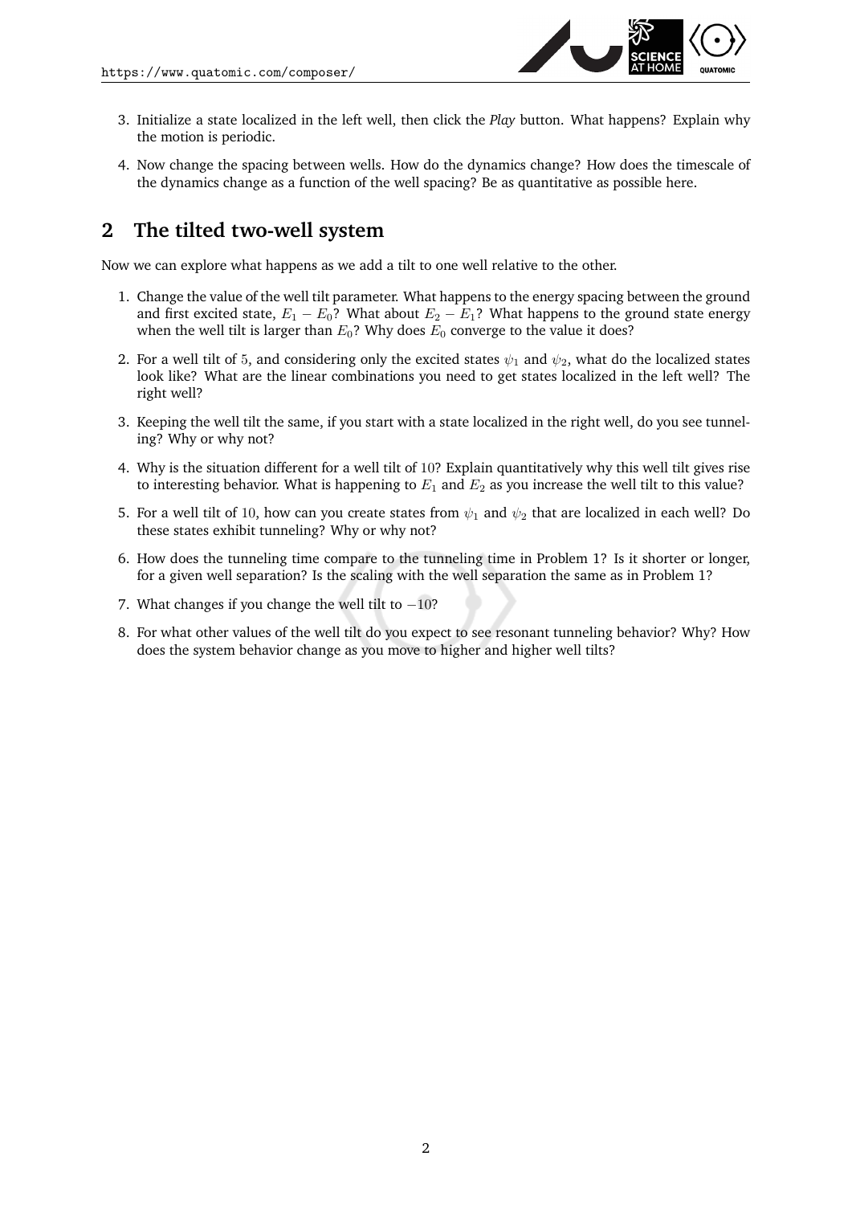3. Initialize a state localized in the left well, then click the *Play* button. What happens? Explain why the motion is periodic.

4. Now change the spacing between wells. How do the dynamics change? How does the timescale of the dynamics change as a function of the well spacing? Be as quantitative as possible here.

## 2 The tilted two-well system

Now we can explore what happens as we add a tilt to one well relative to the other.

1. Change the value of the well tilt parameter. What happens to the energy spacing between the ground and first excited state, $E_1 - E_0$? What about $E_2 - E_1$? What happens to the ground state energy when the well tilt is larger than $E_0$? Why does $E_0$ converge to the value it does?

2. For a well tilt of $5$, and considering only the excited states $\psi_1$ and $\psi_2$, what do the localized states look like? What are the linear combinations you need to get states localized in the left well? The right well?

3. Keeping the well tilt the same, if you start with a state localized in the right well, do you see tunneling? Why or why not?

4. Why is the situation different for a well tilt of $10$? Explain quantitatively why this well tilt gives rise to interesting behavior. What is happening to $E_1$ and $E_2$ as you increase the well tilt to this value?

5. For a well tilt of $10$, how can you create states from $\psi_1$ and $\psi_2$ that are localized in each well? Do these states exhibit tunneling? Why or why not?

6. How does the tunneling time compare to the tunneling time in Problem 1? Is it shorter or longer, for a given well separation? Is the scaling with the well separation the same as in Problem 1?

7. What changes if you change the well tilt to $-10$?

8. For what other values of the well tilt do you expect to see resonant tunneling behavior? Why? How does the system behavior change as you move to higher and higher well tilts?